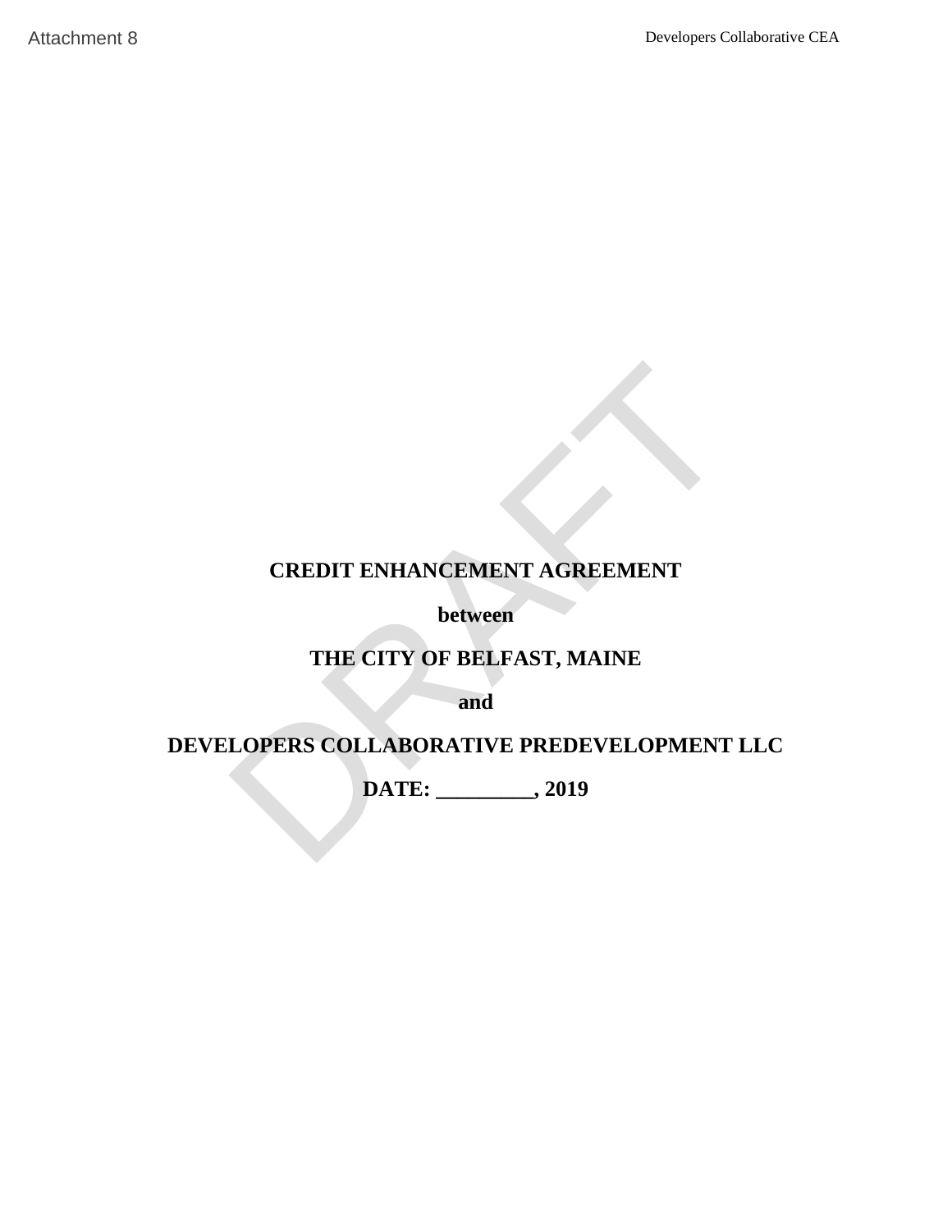**CREDIT ENHANCEMENT AGREEMENT**

**between**

**THE CITY OF BELFAST, MAINE**

**and**

**DEVELOPERS COLLABORATIVE PREDEVELOPMENT LLC**

**DATE: _________, 2019**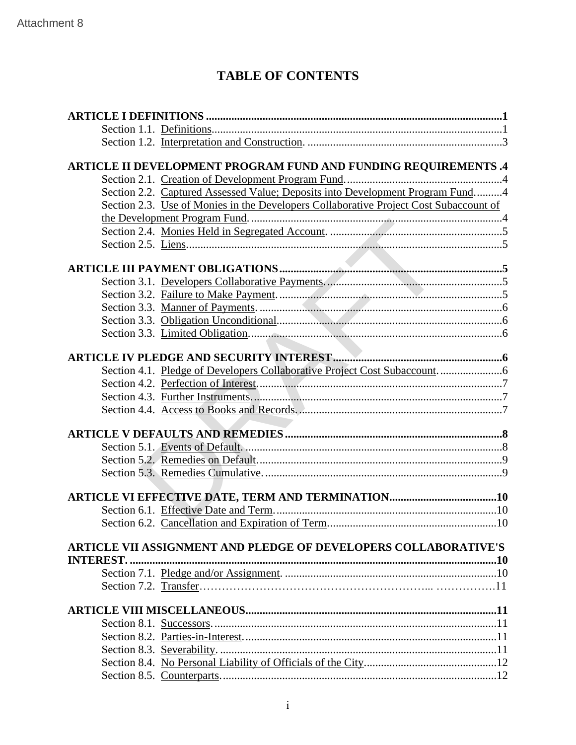Attachment 8

# TABLE OF CONTENTS

**ARTICLE I DEFINITIONS ........................................................................................................1**

Section 1.1. Definitions.......................................................................................................1

Section 1.2. Interpretation and Construction. ......................................................................3

**ARTICLE II DEVELOPMENT PROGRAM FUND AND FUNDING REQUIREMENTS .4**

Section 2.1. Creation of Development Program Fund.......................................................4

Section 2.2. Captured Assessed Value; Deposits into Development Program Fund..........4

Section 2.3. Use of Monies in the Developers Collaborative Project Cost Subaccount of the Development Program Fund. .........................................................................................4

Section 2.4. Monies Held in Segregated Account. .............................................................5

Section 2.5. Liens...............................................................................................................5

**ARTICLE III PAYMENT OBLIGATIONS...............................................................................5**

Section 3.1. Developers Collaborative Payments...............................................................5

Section 3.2. Failure to Make Payment. ...............................................................................5

Section 3.3. Manner of Payments. ......................................................................................6

Section 3.3. Obligation Unconditional................................................................................6

Section 3.3. Limited Obligation..........................................................................................6

**ARTICLE IV PLEDGE AND SECURITY INTEREST............................................................6**

Section 4.1. Pledge of Developers Collaborative Project Cost Subaccount......................6

Section 4.2. Perfection of Interest.......................................................................................7

Section 4.3. Further Instruments.........................................................................................7

Section 4.4. Access to Books and Records.........................................................................7

**ARTICLE V DEFAULTS AND REMEDIES.............................................................................8**

Section 5.1. Events of Default. ...........................................................................................8

Section 5.2. Remedies on Default.......................................................................................9

Section 5.3. Remedies Cumulative.....................................................................................9

**ARTICLE VI EFFECTIVE DATE, TERM AND TERMINATION......................................10**

Section 6.1. Effective Date and Term...............................................................................10

Section 6.2. Cancellation and Expiration of Term............................................................10

**ARTICLE VII ASSIGNMENT AND PLEDGE OF DEVELOPERS COLLABORATIVE'S INTEREST. ...................................................................................................................................10**

Section 7.1. Pledge and/or Assignment. ...........................................................................10

Section 7.2. Transfer…………………………………………………….. …………….11

**ARTICLE VIII MISCELLANEOUS.........................................................................................11**

Section 8.1. Successors.....................................................................................................11

Section 8.2. Parties-in-Interest..........................................................................................11

Section 8.3. Severability. ..................................................................................................11

Section 8.4. No Personal Liability of Officials of the City..............................................12

Section 8.5. Counterparts.................................................................................................12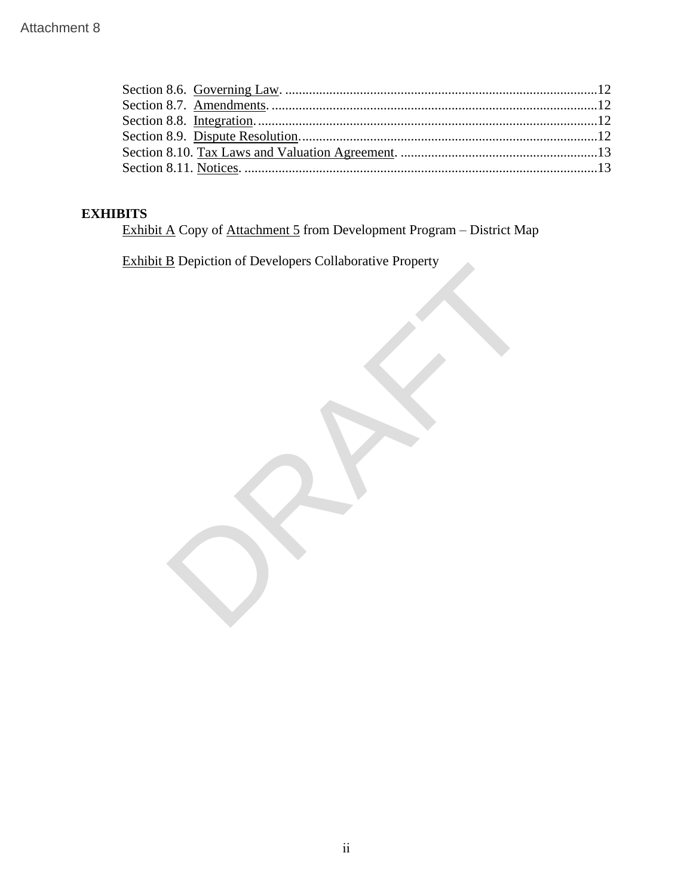Section 8.6. Governing Law. ........................................................................................12
Section 8.7. Amendments. ............................................................................................12
Section 8.8. Integration. ................................................................................................12
Section 8.9. Dispute Resolution. ...................................................................................12
Section 8.10. Tax Laws and Valuation Agreement. .....................................................13
Section 8.11. Notices. ...................................................................................................13

**EXHIBITS**

Exhibit A Copy of Attachment 5 from Development Program – District Map

Exhibit B Depiction of Developers Collaborative Property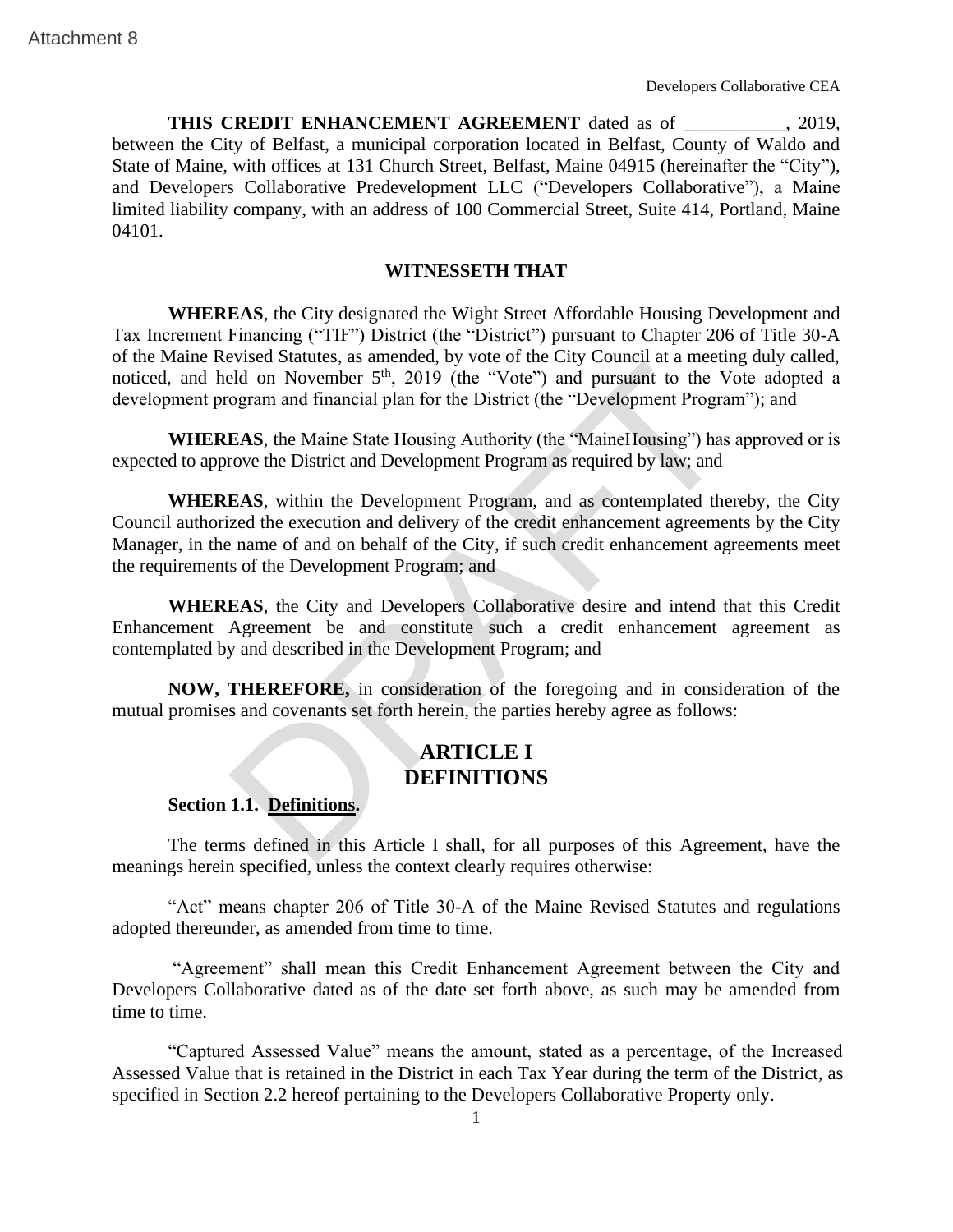Attachment 8

Developers Collaborative CEA

**THIS CREDIT ENHANCEMENT AGREEMENT** dated as of ___________, 2019, between the City of Belfast, a municipal corporation located in Belfast, County of Waldo and State of Maine, with offices at 131 Church Street, Belfast, Maine 04915 (hereinafter the "City"), and Developers Collaborative Predevelopment LLC ("Developers Collaborative"), a Maine limited liability company, with an address of 100 Commercial Street, Suite 414, Portland, Maine 04101.

**WITNESSETH THAT**

**WHEREAS**, the City designated the Wight Street Affordable Housing Development and Tax Increment Financing ("TIF") District (the "District") pursuant to Chapter 206 of Title 30-A of the Maine Revised Statutes, as amended, by vote of the City Council at a meeting duly called, noticed, and held on November 5th, 2019 (the "Vote") and pursuant to the Vote adopted a development program and financial plan for the District (the "Development Program"); and

**WHEREAS**, the Maine State Housing Authority (the "MaineHousing") has approved or is expected to approve the District and Development Program as required by law; and

**WHEREAS**, within the Development Program, and as contemplated thereby, the City Council authorized the execution and delivery of the credit enhancement agreements by the City Manager, in the name of and on behalf of the City, if such credit enhancement agreements meet the requirements of the Development Program; and

**WHEREAS**, the City and Developers Collaborative desire and intend that this Credit Enhancement Agreement be and constitute such a credit enhancement agreement as contemplated by and described in the Development Program; and

**NOW, THEREFORE,** in consideration of the foregoing and in consideration of the mutual promises and covenants set forth herein, the parties hereby agree as follows:

## ARTICLE I
## DEFINITIONS

**Section 1.1. Definitions.**

The terms defined in this Article I shall, for all purposes of this Agreement, have the meanings herein specified, unless the context clearly requires otherwise:

"Act" means chapter 206 of Title 30-A of the Maine Revised Statutes and regulations adopted thereunder, as amended from time to time.

"Agreement" shall mean this Credit Enhancement Agreement between the City and Developers Collaborative dated as of the date set forth above, as such may be amended from time to time.

"Captured Assessed Value" means the amount, stated as a percentage, of the Increased Assessed Value that is retained in the District in each Tax Year during the term of the District, as specified in Section 2.2 hereof pertaining to the Developers Collaborative Property only.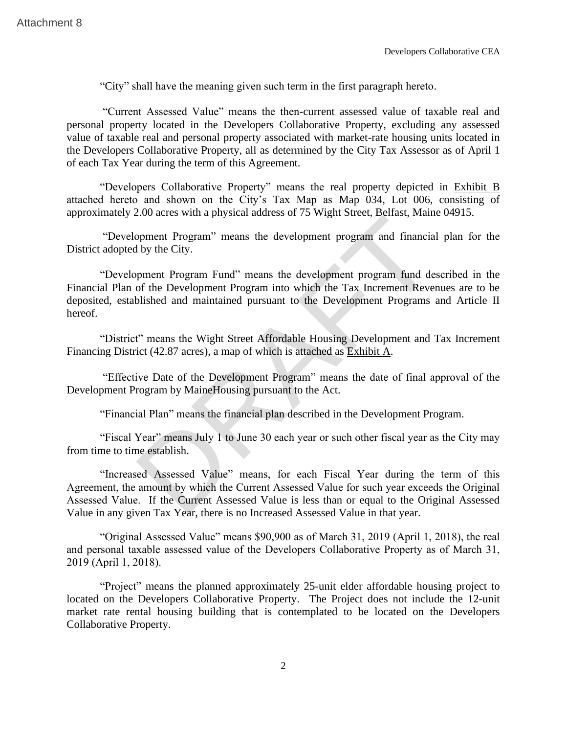"City" shall have the meaning given such term in the first paragraph hereto.

"Current Assessed Value" means the then-current assessed value of taxable real and personal property located in the Developers Collaborative Property, excluding any assessed value of taxable real and personal property associated with market-rate housing units located in the Developers Collaborative Property, all as determined by the City Tax Assessor as of April 1 of each Tax Year during the term of this Agreement.

"Developers Collaborative Property" means the real property depicted in Exhibit B attached hereto and shown on the City's Tax Map as Map 034, Lot 006, consisting of approximately 2.00 acres with a physical address of 75 Wight Street, Belfast, Maine 04915.

"Development Program" means the development program and financial plan for the District adopted by the City.

"Development Program Fund" means the development program fund described in the Financial Plan of the Development Program into which the Tax Increment Revenues are to be deposited, established and maintained pursuant to the Development Programs and Article II hereof.

"District" means the Wight Street Affordable Housing Development and Tax Increment Financing District (42.87 acres), a map of which is attached as Exhibit A.

"Effective Date of the Development Program" means the date of final approval of the Development Program by MaineHousing pursuant to the Act.

"Financial Plan" means the financial plan described in the Development Program.

"Fiscal Year" means July 1 to June 30 each year or such other fiscal year as the City may from time to time establish.

"Increased Assessed Value" means, for each Fiscal Year during the term of this Agreement, the amount by which the Current Assessed Value for such year exceeds the Original Assessed Value. If the Current Assessed Value is less than or equal to the Original Assessed Value in any given Tax Year, there is no Increased Assessed Value in that year.

"Original Assessed Value" means $90,900 as of March 31, 2019 (April 1, 2018), the real and personal taxable assessed value of the Developers Collaborative Property as of March 31, 2019 (April 1, 2018).

"Project" means the planned approximately 25-unit elder affordable housing project to located on the Developers Collaborative Property. The Project does not include the 12-unit market rate rental housing building that is contemplated to be located on the Developers Collaborative Property.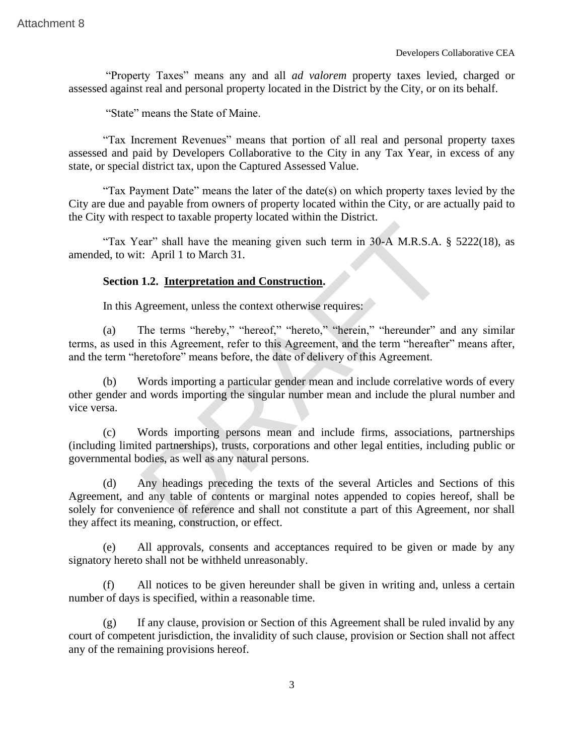"Property Taxes" means any and all *ad valorem* property taxes levied, charged or assessed against real and personal property located in the District by the City, or on its behalf.

"State" means the State of Maine.

"Tax Increment Revenues" means that portion of all real and personal property taxes assessed and paid by Developers Collaborative to the City in any Tax Year, in excess of any state, or special district tax, upon the Captured Assessed Value.

"Tax Payment Date" means the later of the date(s) on which property taxes levied by the City are due and payable from owners of property located within the City, or are actually paid to the City with respect to taxable property located within the District.

"Tax Year" shall have the meaning given such term in 30-A M.R.S.A. § 5222(18), as amended, to wit: April 1 to March 31.

**Section 1.2. Interpretation and Construction.**

In this Agreement, unless the context otherwise requires:

(a) The terms "hereby," "hereof," "hereto," "herein," "hereunder" and any similar terms, as used in this Agreement, refer to this Agreement, and the term "hereafter" means after, and the term "heretofore" means before, the date of delivery of this Agreement.

(b) Words importing a particular gender mean and include correlative words of every other gender and words importing the singular number mean and include the plural number and vice versa.

(c) Words importing persons mean and include firms, associations, partnerships (including limited partnerships), trusts, corporations and other legal entities, including public or governmental bodies, as well as any natural persons.

(d) Any headings preceding the texts of the several Articles and Sections of this Agreement, and any table of contents or marginal notes appended to copies hereof, shall be solely for convenience of reference and shall not constitute a part of this Agreement, nor shall they affect its meaning, construction, or effect.

(e) All approvals, consents and acceptances required to be given or made by any signatory hereto shall not be withheld unreasonably.

(f) All notices to be given hereunder shall be given in writing and, unless a certain number of days is specified, within a reasonable time.

(g) If any clause, provision or Section of this Agreement shall be ruled invalid by any court of competent jurisdiction, the invalidity of such clause, provision or Section shall not affect any of the remaining provisions hereof.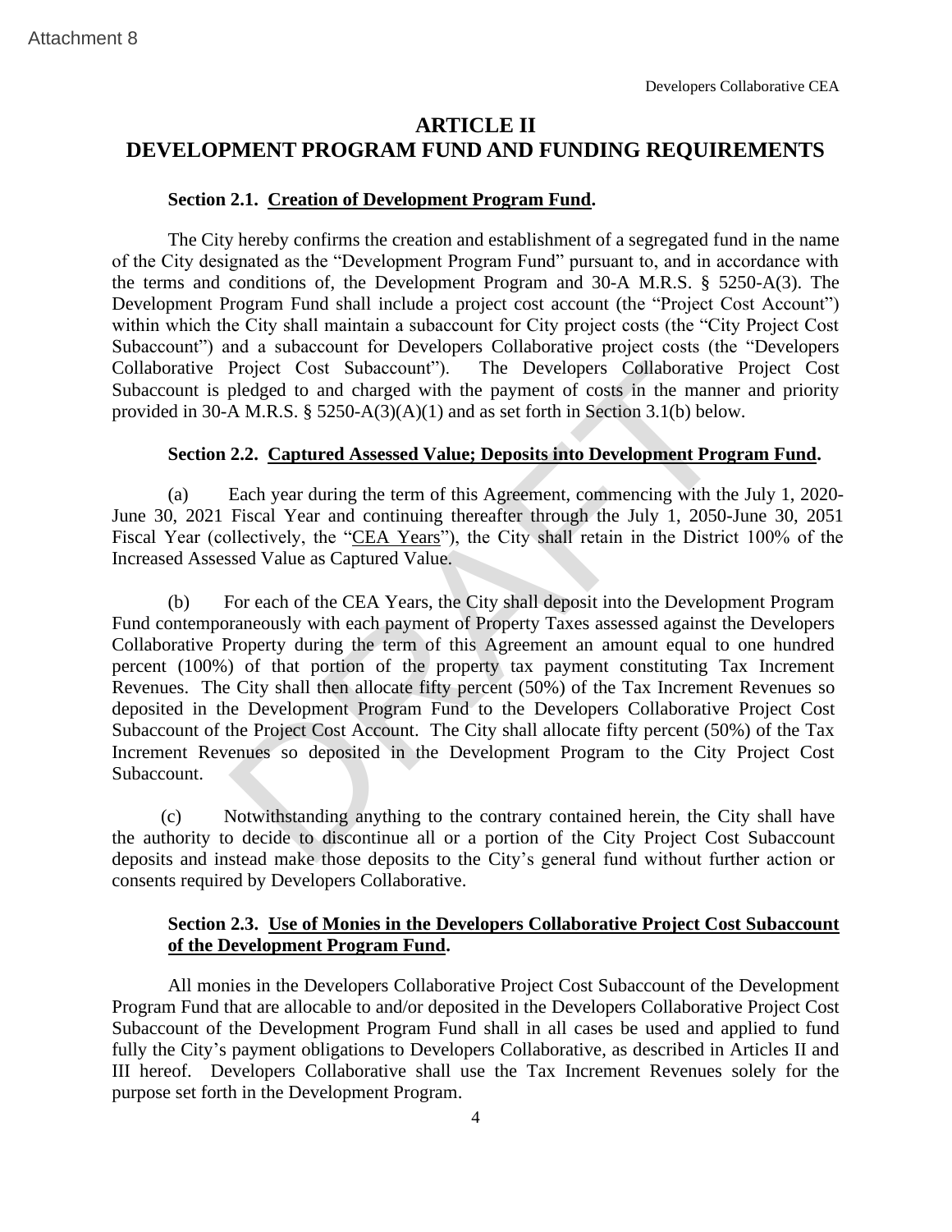## ARTICLE II
## DEVELOPMENT PROGRAM FUND AND FUNDING REQUIREMENTS

**Section 2.1. Creation of Development Program Fund.**

The City hereby confirms the creation and establishment of a segregated fund in the name of the City designated as the "Development Program Fund" pursuant to, and in accordance with the terms and conditions of, the Development Program and 30-A M.R.S. § 5250-A(3). The Development Program Fund shall include a project cost account (the "Project Cost Account") within which the City shall maintain a subaccount for City project costs (the "City Project Cost Subaccount") and a subaccount for Developers Collaborative project costs (the "Developers Collaborative Project Cost Subaccount"). The Developers Collaborative Project Cost Subaccount is pledged to and charged with the payment of costs in the manner and priority provided in 30-A M.R.S. § 5250-A(3)(A)(1) and as set forth in Section 3.1(b) below.

**Section 2.2. Captured Assessed Value; Deposits into Development Program Fund.**

(a) Each year during the term of this Agreement, commencing with the July 1, 2020-June 30, 2021 Fiscal Year and continuing thereafter through the July 1, 2050-June 30, 2051 Fiscal Year (collectively, the "CEA Years"), the City shall retain in the District 100% of the Increased Assessed Value as Captured Value.

(b) For each of the CEA Years, the City shall deposit into the Development Program Fund contemporaneously with each payment of Property Taxes assessed against the Developers Collaborative Property during the term of this Agreement an amount equal to one hundred percent (100%) of that portion of the property tax payment constituting Tax Increment Revenues. The City shall then allocate fifty percent (50%) of the Tax Increment Revenues so deposited in the Development Program Fund to the Developers Collaborative Project Cost Subaccount of the Project Cost Account. The City shall allocate fifty percent (50%) of the Tax Increment Revenues so deposited in the Development Program to the City Project Cost Subaccount.

(c) Notwithstanding anything to the contrary contained herein, the City shall have the authority to decide to discontinue all or a portion of the City Project Cost Subaccount deposits and instead make those deposits to the City's general fund without further action or consents required by Developers Collaborative.

**Section 2.3. Use of Monies in the Developers Collaborative Project Cost Subaccount of the Development Program Fund.**

All monies in the Developers Collaborative Project Cost Subaccount of the Development Program Fund that are allocable to and/or deposited in the Developers Collaborative Project Cost Subaccount of the Development Program Fund shall in all cases be used and applied to fund fully the City's payment obligations to Developers Collaborative, as described in Articles II and III hereof. Developers Collaborative shall use the Tax Increment Revenues solely for the purpose set forth in the Development Program.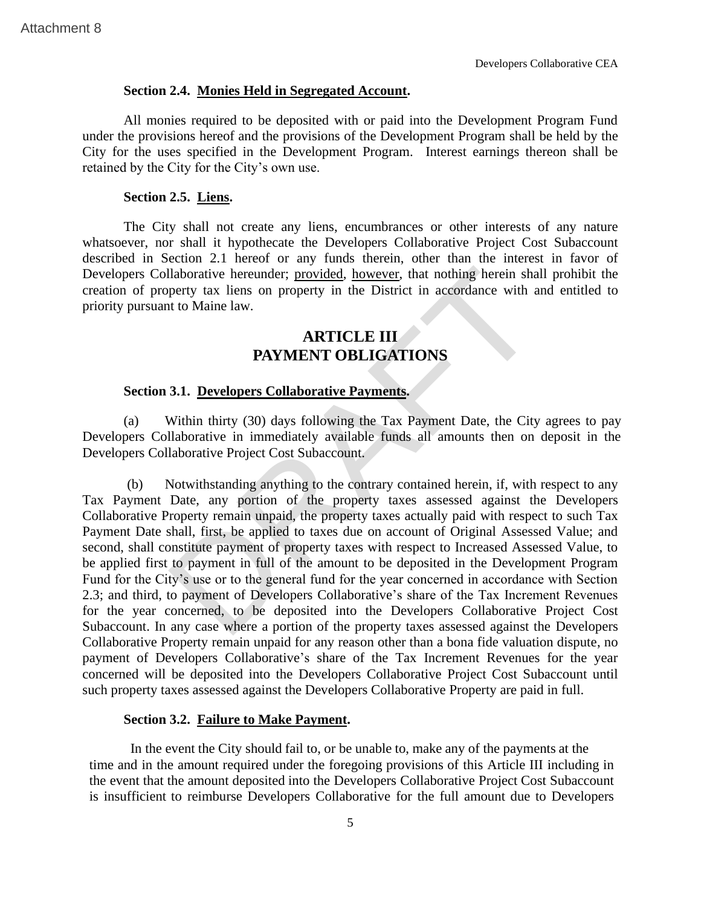**Section 2.4. Monies Held in Segregated Account.**

All monies required to be deposited with or paid into the Development Program Fund under the provisions hereof and the provisions of the Development Program shall be held by the City for the uses specified in the Development Program. Interest earnings thereon shall be retained by the City for the City's own use.

**Section 2.5. Liens.**

The City shall not create any liens, encumbrances or other interests of any nature whatsoever, nor shall it hypothecate the Developers Collaborative Project Cost Subaccount described in Section 2.1 hereof or any funds therein, other than the interest in favor of Developers Collaborative hereunder; provided, however, that nothing herein shall prohibit the creation of property tax liens on property in the District in accordance with and entitled to priority pursuant to Maine law.

## ARTICLE III
## PAYMENT OBLIGATIONS

**Section 3.1. Developers Collaborative Payments.**

(a) Within thirty (30) days following the Tax Payment Date, the City agrees to pay Developers Collaborative in immediately available funds all amounts then on deposit in the Developers Collaborative Project Cost Subaccount.

(b) Notwithstanding anything to the contrary contained herein, if, with respect to any Tax Payment Date, any portion of the property taxes assessed against the Developers Collaborative Property remain unpaid, the property taxes actually paid with respect to such Tax Payment Date shall, first, be applied to taxes due on account of Original Assessed Value; and second, shall constitute payment of property taxes with respect to Increased Assessed Value, to be applied first to payment in full of the amount to be deposited in the Development Program Fund for the City's use or to the general fund for the year concerned in accordance with Section 2.3; and third, to payment of Developers Collaborative's share of the Tax Increment Revenues for the year concerned, to be deposited into the Developers Collaborative Project Cost Subaccount. In any case where a portion of the property taxes assessed against the Developers Collaborative Property remain unpaid for any reason other than a bona fide valuation dispute, no payment of Developers Collaborative's share of the Tax Increment Revenues for the year concerned will be deposited into the Developers Collaborative Project Cost Subaccount until such property taxes assessed against the Developers Collaborative Property are paid in full.

**Section 3.2. Failure to Make Payment.**

In the event the City should fail to, or be unable to, make any of the payments at the time and in the amount required under the foregoing provisions of this Article III including in the event that the amount deposited into the Developers Collaborative Project Cost Subaccount is insufficient to reimburse Developers Collaborative for the full amount due to Developers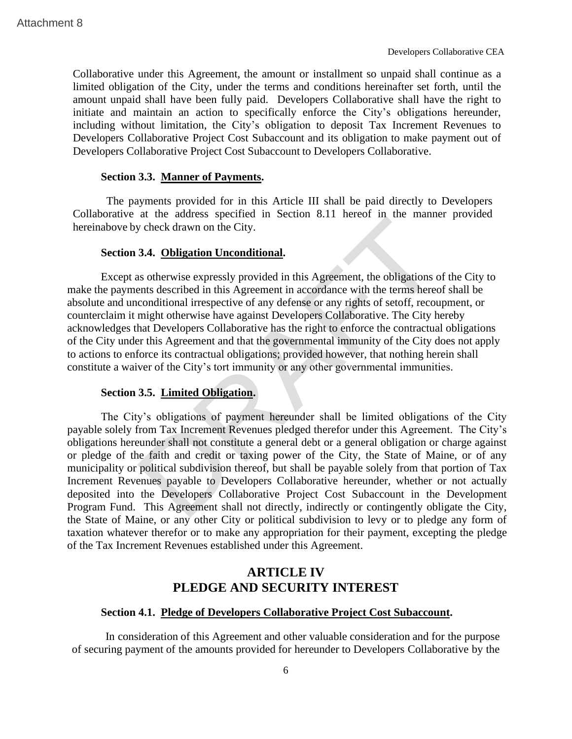Collaborative under this Agreement, the amount or installment so unpaid shall continue as a limited obligation of the City, under the terms and conditions hereinafter set forth, until the amount unpaid shall have been fully paid. Developers Collaborative shall have the right to initiate and maintain an action to specifically enforce the City's obligations hereunder, including without limitation, the City's obligation to deposit Tax Increment Revenues to Developers Collaborative Project Cost Subaccount and its obligation to make payment out of Developers Collaborative Project Cost Subaccount to Developers Collaborative.

**Section 3.3. Manner of Payments.**

The payments provided for in this Article III shall be paid directly to Developers Collaborative at the address specified in Section 8.11 hereof in the manner provided hereinabove by check drawn on the City.

**Section 3.4. Obligation Unconditional.**

Except as otherwise expressly provided in this Agreement, the obligations of the City to make the payments described in this Agreement in accordance with the terms hereof shall be absolute and unconditional irrespective of any defense or any rights of setoff, recoupment, or counterclaim it might otherwise have against Developers Collaborative. The City hereby acknowledges that Developers Collaborative has the right to enforce the contractual obligations of the City under this Agreement and that the governmental immunity of the City does not apply to actions to enforce its contractual obligations; provided however, that nothing herein shall constitute a waiver of the City's tort immunity or any other governmental immunities.

**Section 3.5. Limited Obligation.**

The City's obligations of payment hereunder shall be limited obligations of the City payable solely from Tax Increment Revenues pledged therefor under this Agreement. The City's obligations hereunder shall not constitute a general debt or a general obligation or charge against or pledge of the faith and credit or taxing power of the City, the State of Maine, or of any municipality or political subdivision thereof, but shall be payable solely from that portion of Tax Increment Revenues payable to Developers Collaborative hereunder, whether or not actually deposited into the Developers Collaborative Project Cost Subaccount in the Development Program Fund. This Agreement shall not directly, indirectly or contingently obligate the City, the State of Maine, or any other City or political subdivision to levy or to pledge any form of taxation whatever therefor or to make any appropriation for their payment, excepting the pledge of the Tax Increment Revenues established under this Agreement.

## ARTICLE IV
## PLEDGE AND SECURITY INTEREST

**Section 4.1. Pledge of Developers Collaborative Project Cost Subaccount.**

In consideration of this Agreement and other valuable consideration and for the purpose of securing payment of the amounts provided for hereunder to Developers Collaborative by the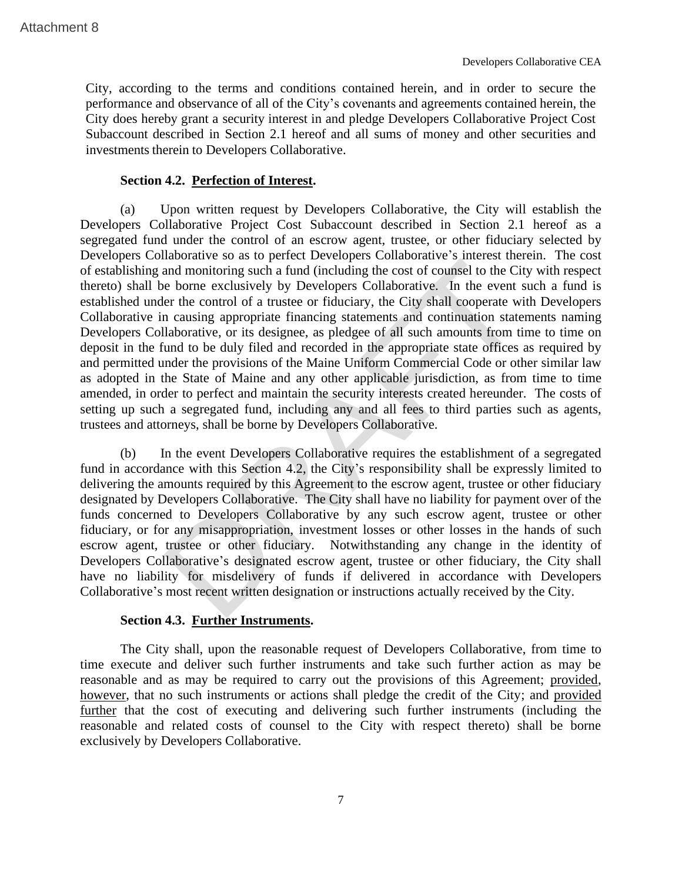City, according to the terms and conditions contained herein, and in order to secure the performance and observance of all of the City's covenants and agreements contained herein, the City does hereby grant a security interest in and pledge Developers Collaborative Project Cost Subaccount described in Section 2.1 hereof and all sums of money and other securities and investments therein to Developers Collaborative.

**Section 4.2. Perfection of Interest.**

(a) Upon written request by Developers Collaborative, the City will establish the Developers Collaborative Project Cost Subaccount described in Section 2.1 hereof as a segregated fund under the control of an escrow agent, trustee, or other fiduciary selected by Developers Collaborative so as to perfect Developers Collaborative's interest therein. The cost of establishing and monitoring such a fund (including the cost of counsel to the City with respect thereto) shall be borne exclusively by Developers Collaborative. In the event such a fund is established under the control of a trustee or fiduciary, the City shall cooperate with Developers Collaborative in causing appropriate financing statements and continuation statements naming Developers Collaborative, or its designee, as pledgee of all such amounts from time to time on deposit in the fund to be duly filed and recorded in the appropriate state offices as required by and permitted under the provisions of the Maine Uniform Commercial Code or other similar law as adopted in the State of Maine and any other applicable jurisdiction, as from time to time amended, in order to perfect and maintain the security interests created hereunder. The costs of setting up such a segregated fund, including any and all fees to third parties such as agents, trustees and attorneys, shall be borne by Developers Collaborative.

(b) In the event Developers Collaborative requires the establishment of a segregated fund in accordance with this Section 4.2, the City's responsibility shall be expressly limited to delivering the amounts required by this Agreement to the escrow agent, trustee or other fiduciary designated by Developers Collaborative. The City shall have no liability for payment over of the funds concerned to Developers Collaborative by any such escrow agent, trustee or other fiduciary, or for any misappropriation, investment losses or other losses in the hands of such escrow agent, trustee or other fiduciary. Notwithstanding any change in the identity of Developers Collaborative's designated escrow agent, trustee or other fiduciary, the City shall have no liability for misdelivery of funds if delivered in accordance with Developers Collaborative's most recent written designation or instructions actually received by the City.

**Section 4.3. Further Instruments.**

The City shall, upon the reasonable request of Developers Collaborative, from time to time execute and deliver such further instruments and take such further action as may be reasonable and as may be required to carry out the provisions of this Agreement; provided, however, that no such instruments or actions shall pledge the credit of the City; and provided further that the cost of executing and delivering such further instruments (including the reasonable and related costs of counsel to the City with respect thereto) shall be borne exclusively by Developers Collaborative.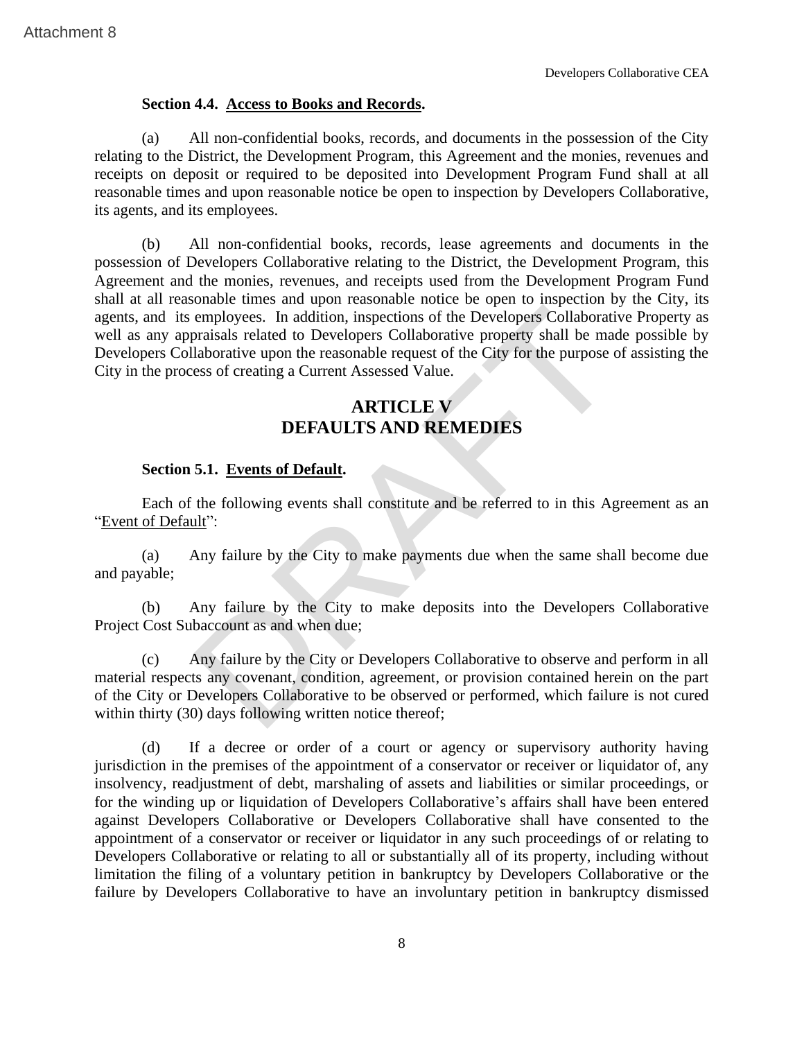**Section 4.4. Access to Books and Records.**

(a) All non-confidential books, records, and documents in the possession of the City relating to the District, the Development Program, this Agreement and the monies, revenues and receipts on deposit or required to be deposited into Development Program Fund shall at all reasonable times and upon reasonable notice be open to inspection by Developers Collaborative, its agents, and its employees.

(b) All non-confidential books, records, lease agreements and documents in the possession of Developers Collaborative relating to the District, the Development Program, this Agreement and the monies, revenues, and receipts used from the Development Program Fund shall at all reasonable times and upon reasonable notice be open to inspection by the City, its agents, and its employees. In addition, inspections of the Developers Collaborative Property as well as any appraisals related to Developers Collaborative property shall be made possible by Developers Collaborative upon the reasonable request of the City for the purpose of assisting the City in the process of creating a Current Assessed Value.

# ARTICLE V
# DEFAULTS AND REMEDIES

**Section 5.1. Events of Default.**

Each of the following events shall constitute and be referred to in this Agreement as an "Event of Default":

(a) Any failure by the City to make payments due when the same shall become due and payable;

(b) Any failure by the City to make deposits into the Developers Collaborative Project Cost Subaccount as and when due;

(c) Any failure by the City or Developers Collaborative to observe and perform in all material respects any covenant, condition, agreement, or provision contained herein on the part of the City or Developers Collaborative to be observed or performed, which failure is not cured within thirty (30) days following written notice thereof;

(d) If a decree or order of a court or agency or supervisory authority having jurisdiction in the premises of the appointment of a conservator or receiver or liquidator of, any insolvency, readjustment of debt, marshaling of assets and liabilities or similar proceedings, or for the winding up or liquidation of Developers Collaborative's affairs shall have been entered against Developers Collaborative or Developers Collaborative shall have consented to the appointment of a conservator or receiver or liquidator in any such proceedings of or relating to Developers Collaborative or relating to all or substantially all of its property, including without limitation the filing of a voluntary petition in bankruptcy by Developers Collaborative or the failure by Developers Collaborative to have an involuntary petition in bankruptcy dismissed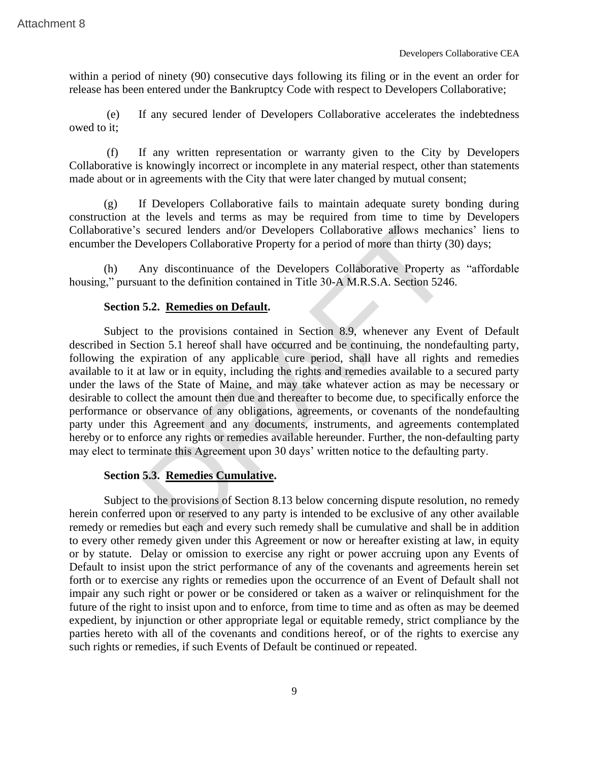within a period of ninety (90) consecutive days following its filing or in the event an order for release has been entered under the Bankruptcy Code with respect to Developers Collaborative;

(e) If any secured lender of Developers Collaborative accelerates the indebtedness owed to it;

(f) If any written representation or warranty given to the City by Developers Collaborative is knowingly incorrect or incomplete in any material respect, other than statements made about or in agreements with the City that were later changed by mutual consent;

(g) If Developers Collaborative fails to maintain adequate surety bonding during construction at the levels and terms as may be required from time to time by Developers Collaborative's secured lenders and/or Developers Collaborative allows mechanics' liens to encumber the Developers Collaborative Property for a period of more than thirty (30) days;

(h) Any discontinuance of the Developers Collaborative Property as "affordable housing," pursuant to the definition contained in Title 30-A M.R.S.A. Section 5246.

**Section 5.2. Remedies on Default.**

Subject to the provisions contained in Section 8.9, whenever any Event of Default described in Section 5.1 hereof shall have occurred and be continuing, the nondefaulting party, following the expiration of any applicable cure period, shall have all rights and remedies available to it at law or in equity, including the rights and remedies available to a secured party under the laws of the State of Maine, and may take whatever action as may be necessary or desirable to collect the amount then due and thereafter to become due, to specifically enforce the performance or observance of any obligations, agreements, or covenants of the nondefaulting party under this Agreement and any documents, instruments, and agreements contemplated hereby or to enforce any rights or remedies available hereunder. Further, the non-defaulting party may elect to terminate this Agreement upon 30 days' written notice to the defaulting party.

**Section 5.3. Remedies Cumulative.**

Subject to the provisions of Section 8.13 below concerning dispute resolution, no remedy herein conferred upon or reserved to any party is intended to be exclusive of any other available remedy or remedies but each and every such remedy shall be cumulative and shall be in addition to every other remedy given under this Agreement or now or hereafter existing at law, in equity or by statute. Delay or omission to exercise any right or power accruing upon any Events of Default to insist upon the strict performance of any of the covenants and agreements herein set forth or to exercise any rights or remedies upon the occurrence of an Event of Default shall not impair any such right or power or be considered or taken as a waiver or relinquishment for the future of the right to insist upon and to enforce, from time to time and as often as may be deemed expedient, by injunction or other appropriate legal or equitable remedy, strict compliance by the parties hereto with all of the covenants and conditions hereof, or of the rights to exercise any such rights or remedies, if such Events of Default be continued or repeated.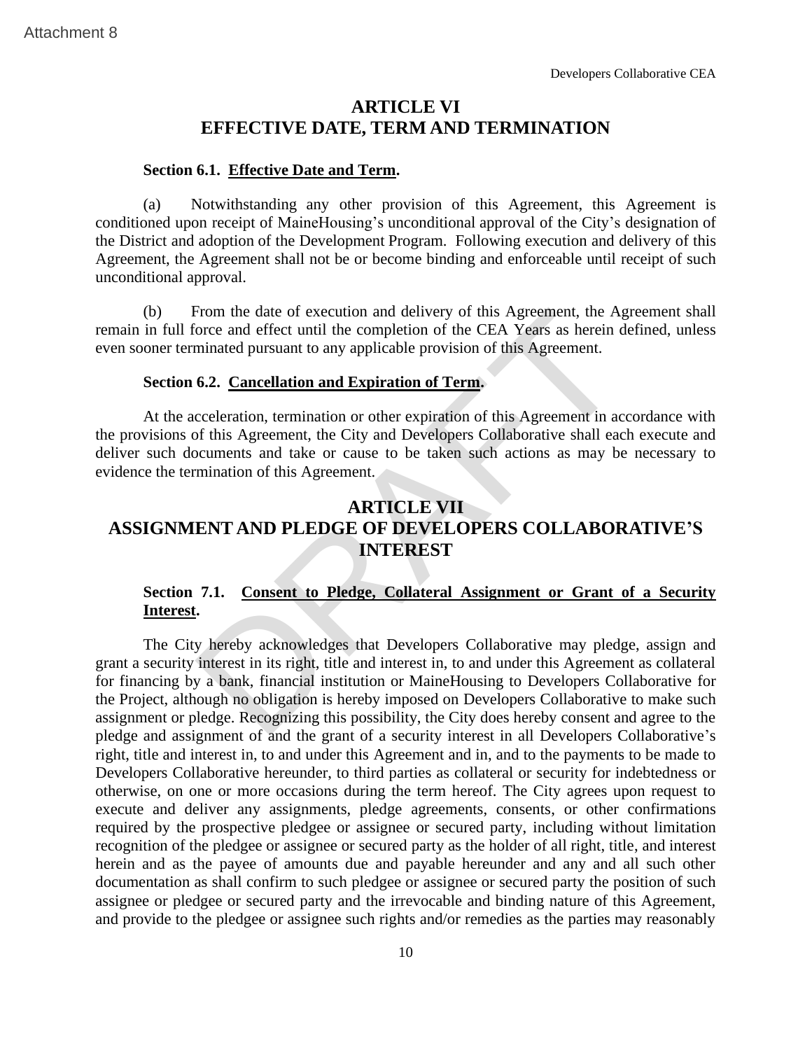## ARTICLE VI
## EFFECTIVE DATE, TERM AND TERMINATION

**Section 6.1. Effective Date and Term.**

(a) Notwithstanding any other provision of this Agreement, this Agreement is conditioned upon receipt of MaineHousing's unconditional approval of the City's designation of the District and adoption of the Development Program. Following execution and delivery of this Agreement, the Agreement shall not be or become binding and enforceable until receipt of such unconditional approval.

(b) From the date of execution and delivery of this Agreement, the Agreement shall remain in full force and effect until the completion of the CEA Years as herein defined, unless even sooner terminated pursuant to any applicable provision of this Agreement.

**Section 6.2. Cancellation and Expiration of Term.**

At the acceleration, termination or other expiration of this Agreement in accordance with the provisions of this Agreement, the City and Developers Collaborative shall each execute and deliver such documents and take or cause to be taken such actions as may be necessary to evidence the termination of this Agreement.

## ARTICLE VII
## ASSIGNMENT AND PLEDGE OF DEVELOPERS COLLABORATIVE'S INTEREST

**Section 7.1. Consent to Pledge, Collateral Assignment or Grant of a Security Interest.**

The City hereby acknowledges that Developers Collaborative may pledge, assign and grant a security interest in its right, title and interest in, to and under this Agreement as collateral for financing by a bank, financial institution or MaineHousing to Developers Collaborative for the Project, although no obligation is hereby imposed on Developers Collaborative to make such assignment or pledge. Recognizing this possibility, the City does hereby consent and agree to the pledge and assignment of and the grant of a security interest in all Developers Collaborative's right, title and interest in, to and under this Agreement and in, and to the payments to be made to Developers Collaborative hereunder, to third parties as collateral or security for indebtedness or otherwise, on one or more occasions during the term hereof. The City agrees upon request to execute and deliver any assignments, pledge agreements, consents, or other confirmations required by the prospective pledgee or assignee or secured party, including without limitation recognition of the pledgee or assignee or secured party as the holder of all right, title, and interest herein and as the payee of amounts due and payable hereunder and any and all such other documentation as shall confirm to such pledgee or assignee or secured party the position of such assignee or pledgee or secured party and the irrevocable and binding nature of this Agreement, and provide to the pledgee or assignee such rights and/or remedies as the parties may reasonably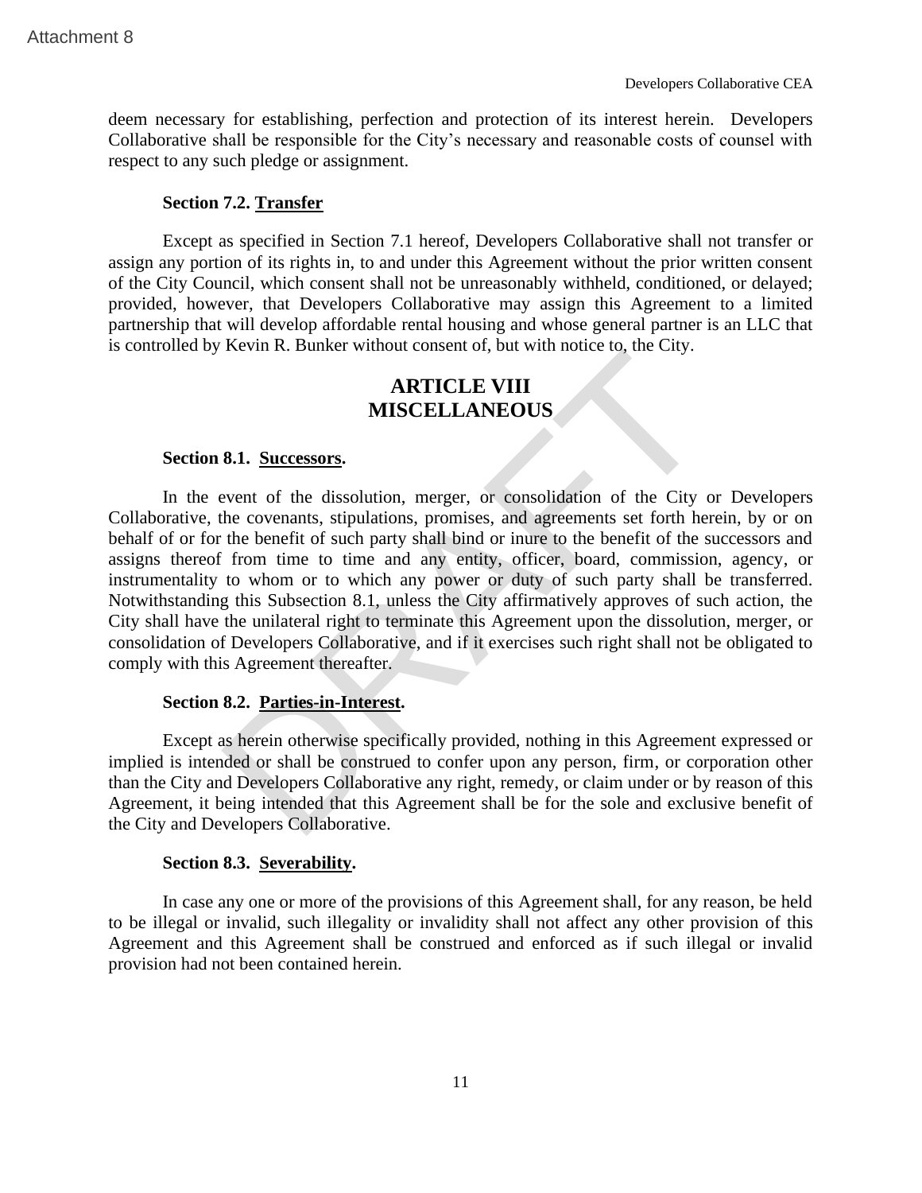deem necessary for establishing, perfection and protection of its interest herein. Developers Collaborative shall be responsible for the City's necessary and reasonable costs of counsel with respect to any such pledge or assignment.

**Section 7.2. Transfer**

Except as specified in Section 7.1 hereof, Developers Collaborative shall not transfer or assign any portion of its rights in, to and under this Agreement without the prior written consent of the City Council, which consent shall not be unreasonably withheld, conditioned, or delayed; provided, however, that Developers Collaborative may assign this Agreement to a limited partnership that will develop affordable rental housing and whose general partner is an LLC that is controlled by Kevin R. Bunker without consent of, but with notice to, the City.

## ARTICLE VIII
## MISCELLANEOUS

**Section 8.1. Successors.**

In the event of the dissolution, merger, or consolidation of the City or Developers Collaborative, the covenants, stipulations, promises, and agreements set forth herein, by or on behalf of or for the benefit of such party shall bind or inure to the benefit of the successors and assigns thereof from time to time and any entity, officer, board, commission, agency, or instrumentality to whom or to which any power or duty of such party shall be transferred. Notwithstanding this Subsection 8.1, unless the City affirmatively approves of such action, the City shall have the unilateral right to terminate this Agreement upon the dissolution, merger, or consolidation of Developers Collaborative, and if it exercises such right shall not be obligated to comply with this Agreement thereafter.

**Section 8.2. Parties-in-Interest.**

Except as herein otherwise specifically provided, nothing in this Agreement expressed or implied is intended or shall be construed to confer upon any person, firm, or corporation other than the City and Developers Collaborative any right, remedy, or claim under or by reason of this Agreement, it being intended that this Agreement shall be for the sole and exclusive benefit of the City and Developers Collaborative.

**Section 8.3. Severability.**

In case any one or more of the provisions of this Agreement shall, for any reason, be held to be illegal or invalid, such illegality or invalidity shall not affect any other provision of this Agreement and this Agreement shall be construed and enforced as if such illegal or invalid provision had not been contained herein.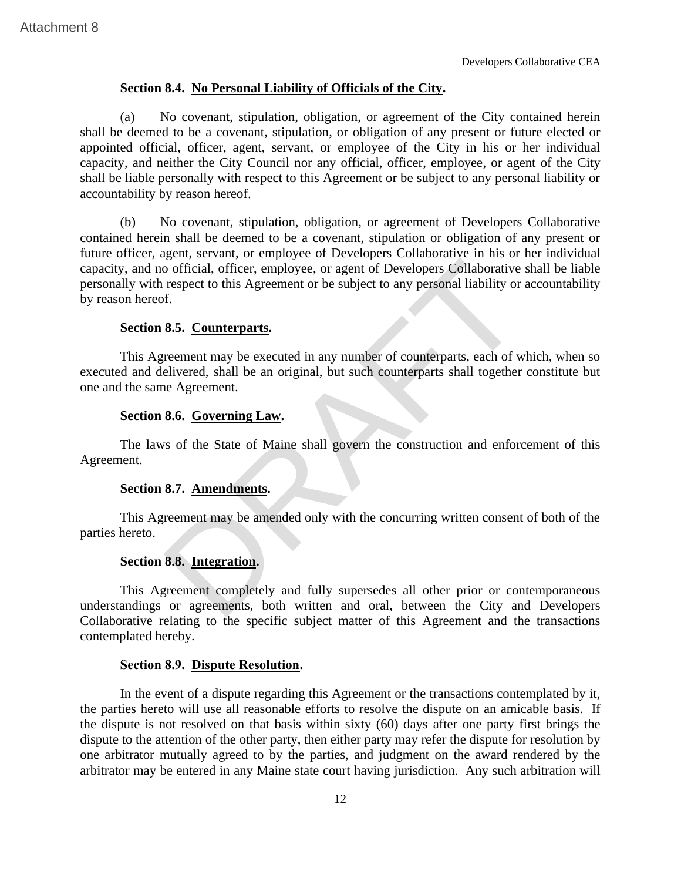**Section 8.4. No Personal Liability of Officials of the City.**

(a) No covenant, stipulation, obligation, or agreement of the City contained herein shall be deemed to be a covenant, stipulation, or obligation of any present or future elected or appointed official, officer, agent, servant, or employee of the City in his or her individual capacity, and neither the City Council nor any official, officer, employee, or agent of the City shall be liable personally with respect to this Agreement or be subject to any personal liability or accountability by reason hereof.

(b) No covenant, stipulation, obligation, or agreement of Developers Collaborative contained herein shall be deemed to be a covenant, stipulation or obligation of any present or future officer, agent, servant, or employee of Developers Collaborative in his or her individual capacity, and no official, officer, employee, or agent of Developers Collaborative shall be liable personally with respect to this Agreement or be subject to any personal liability or accountability by reason hereof.

**Section 8.5. Counterparts.**

This Agreement may be executed in any number of counterparts, each of which, when so executed and delivered, shall be an original, but such counterparts shall together constitute but one and the same Agreement.

**Section 8.6. Governing Law.**

The laws of the State of Maine shall govern the construction and enforcement of this Agreement.

**Section 8.7. Amendments.**

This Agreement may be amended only with the concurring written consent of both of the parties hereto.

**Section 8.8. Integration.**

This Agreement completely and fully supersedes all other prior or contemporaneous understandings or agreements, both written and oral, between the City and Developers Collaborative relating to the specific subject matter of this Agreement and the transactions contemplated hereby.

**Section 8.9. Dispute Resolution.**

In the event of a dispute regarding this Agreement or the transactions contemplated by it, the parties hereto will use all reasonable efforts to resolve the dispute on an amicable basis. If the dispute is not resolved on that basis within sixty (60) days after one party first brings the dispute to the attention of the other party, then either party may refer the dispute for resolution by one arbitrator mutually agreed to by the parties, and judgment on the award rendered by the arbitrator may be entered in any Maine state court having jurisdiction. Any such arbitration will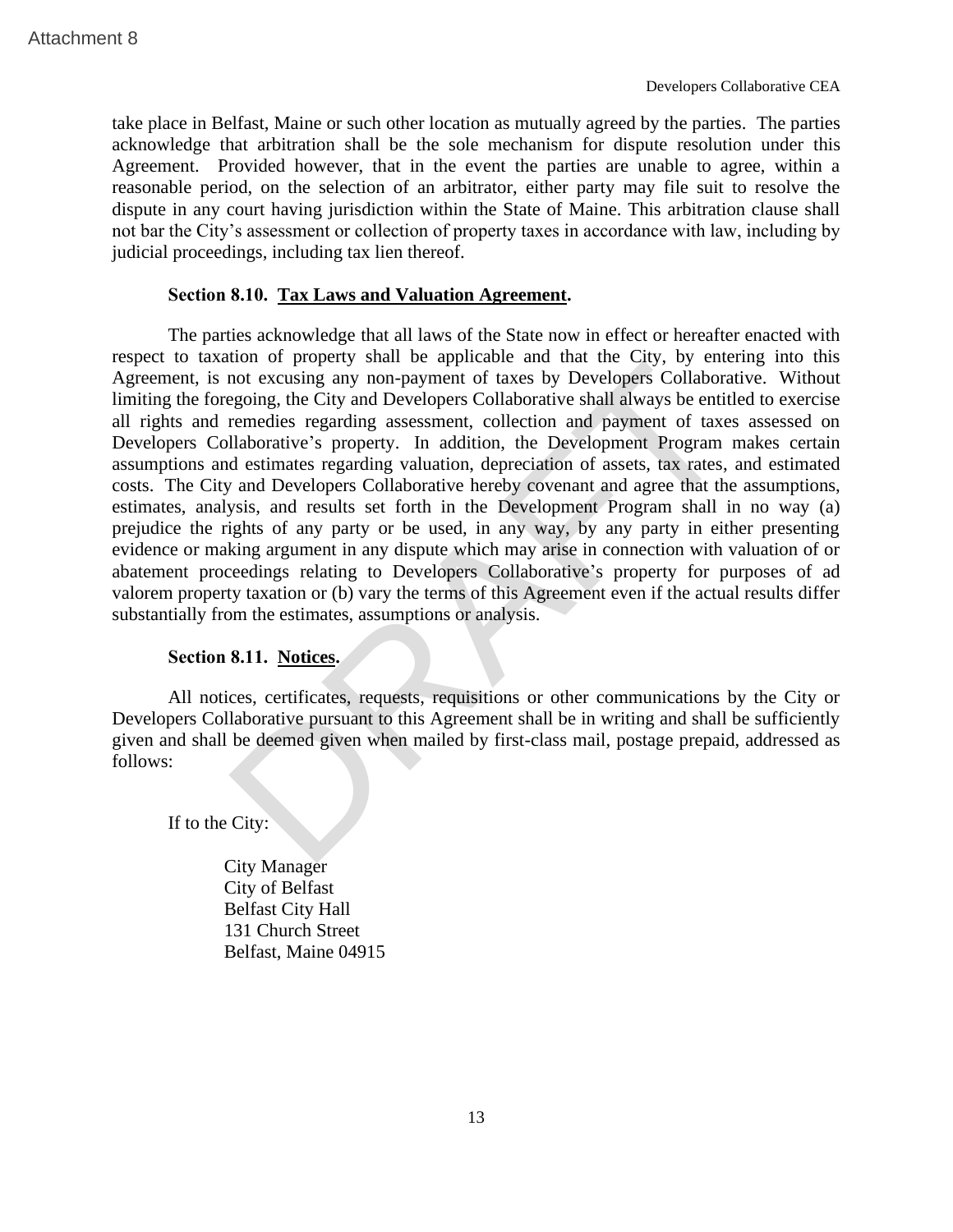take place in Belfast, Maine or such other location as mutually agreed by the parties. The parties acknowledge that arbitration shall be the sole mechanism for dispute resolution under this Agreement. Provided however, that in the event the parties are unable to agree, within a reasonable period, on the selection of an arbitrator, either party may file suit to resolve the dispute in any court having jurisdiction within the State of Maine. This arbitration clause shall not bar the City's assessment or collection of property taxes in accordance with law, including by judicial proceedings, including tax lien thereof.

**Section 8.10. Tax Laws and Valuation Agreement.**

The parties acknowledge that all laws of the State now in effect or hereafter enacted with respect to taxation of property shall be applicable and that the City, by entering into this Agreement, is not excusing any non-payment of taxes by Developers Collaborative. Without limiting the foregoing, the City and Developers Collaborative shall always be entitled to exercise all rights and remedies regarding assessment, collection and payment of taxes assessed on Developers Collaborative's property. In addition, the Development Program makes certain assumptions and estimates regarding valuation, depreciation of assets, tax rates, and estimated costs. The City and Developers Collaborative hereby covenant and agree that the assumptions, estimates, analysis, and results set forth in the Development Program shall in no way (a) prejudice the rights of any party or be used, in any way, by any party in either presenting evidence or making argument in any dispute which may arise in connection with valuation of or abatement proceedings relating to Developers Collaborative's property for purposes of ad valorem property taxation or (b) vary the terms of this Agreement even if the actual results differ substantially from the estimates, assumptions or analysis.

**Section 8.11. Notices.**

All notices, certificates, requests, requisitions or other communications by the City or Developers Collaborative pursuant to this Agreement shall be in writing and shall be sufficiently given and shall be deemed given when mailed by first-class mail, postage prepaid, addressed as follows:

If to the City:

City Manager
City of Belfast
Belfast City Hall
131 Church Street
Belfast, Maine 04915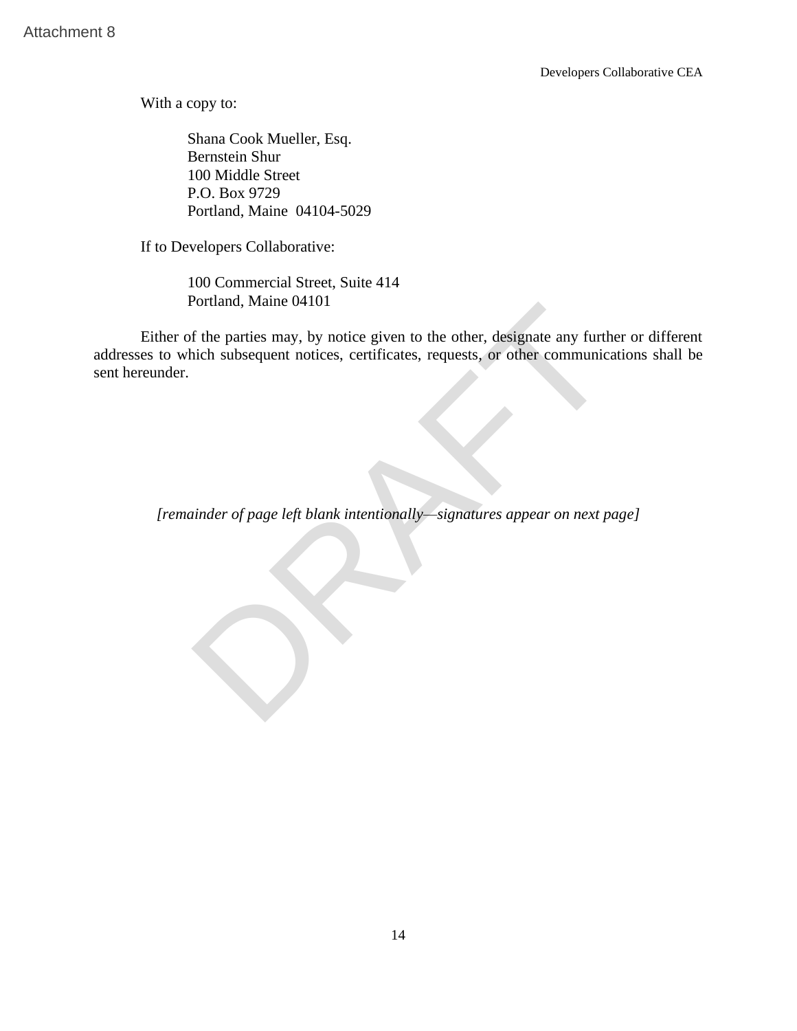With a copy to:

Shana Cook Mueller, Esq.
Bernstein Shur
100 Middle Street
P.O. Box 9729
Portland, Maine 04104-5029

If to Developers Collaborative:

100 Commercial Street, Suite 414
Portland, Maine 04101

Either of the parties may, by notice given to the other, designate any further or different addresses to which subsequent notices, certificates, requests, or other communications shall be sent hereunder.

*[remainder of page left blank intentionally—signatures appear on next page]*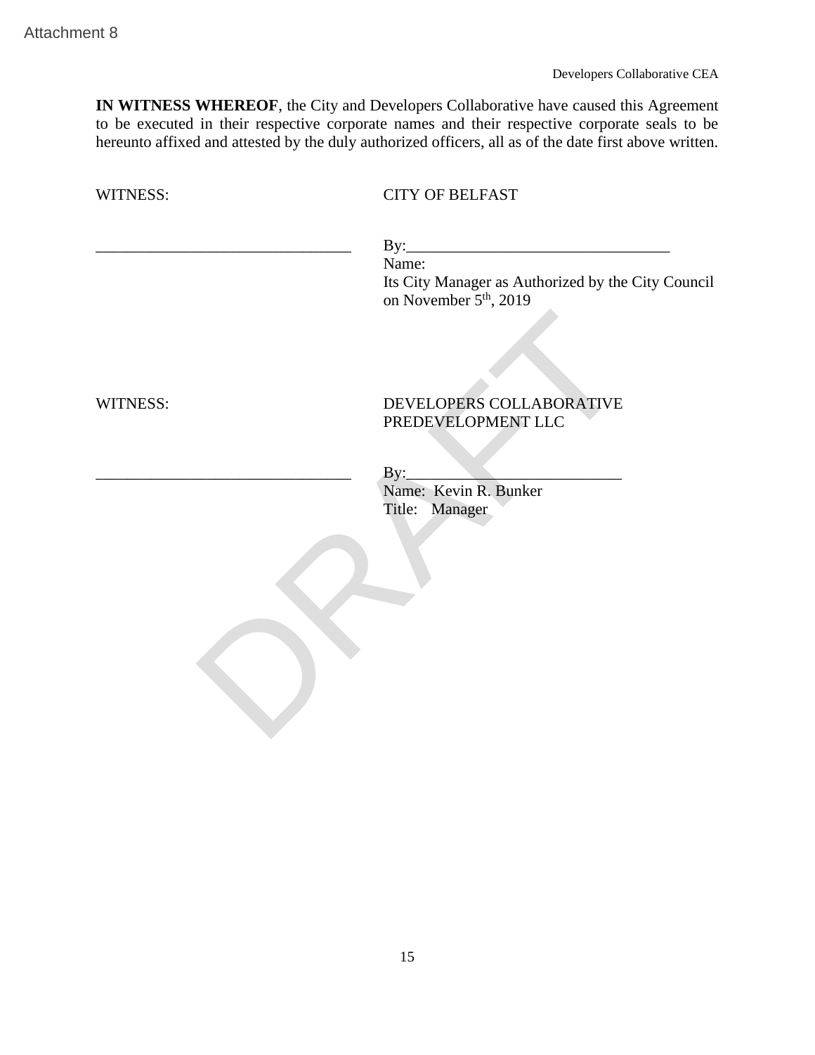Attachment 8

**IN WITNESS WHEREOF**, the City and Developers Collaborative have caused this Agreement to be executed in their respective corporate names and their respective corporate seals to be hereunto affixed and attested by the duly authorized officers, all as of the date first above written.

| | |
|---|---|
| WITNESS: | CITY OF BELFAST |
| _______________________________ | By:_______________________________ |
| | Name: |
| | Its City Manager as Authorized by the City Council on November 5th, 2019 |
| WITNESS: | DEVELOPERS COLLABORATIVE PREDEVELOPMENT LLC |
| _______________________________ | By:_________________________ |
| | Name: Kevin R. Bunker |
| | Title: Manager |

DRAFT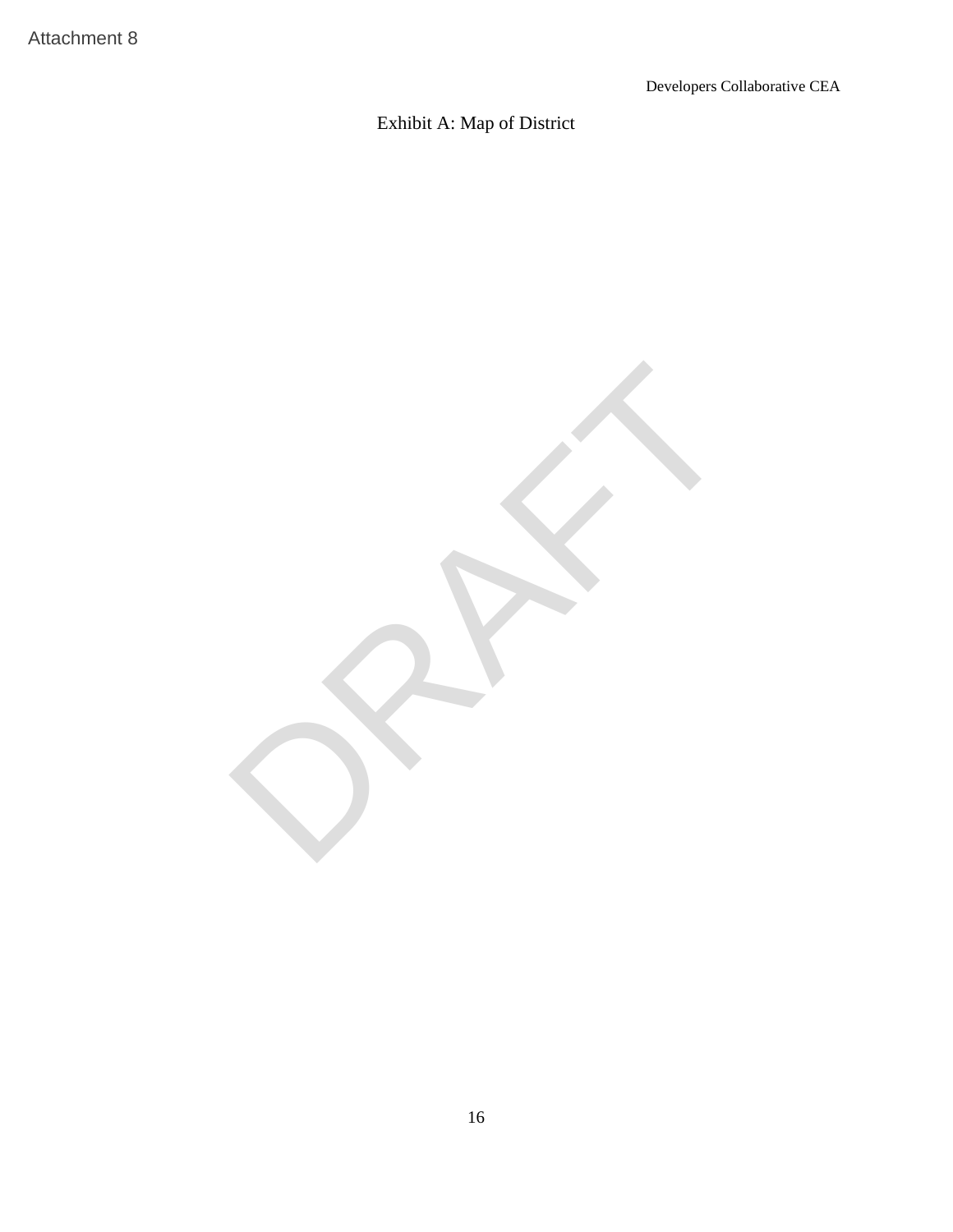Attachment 8

Developers Collaborative CEA

# Exhibit A: Map of District

DRAFT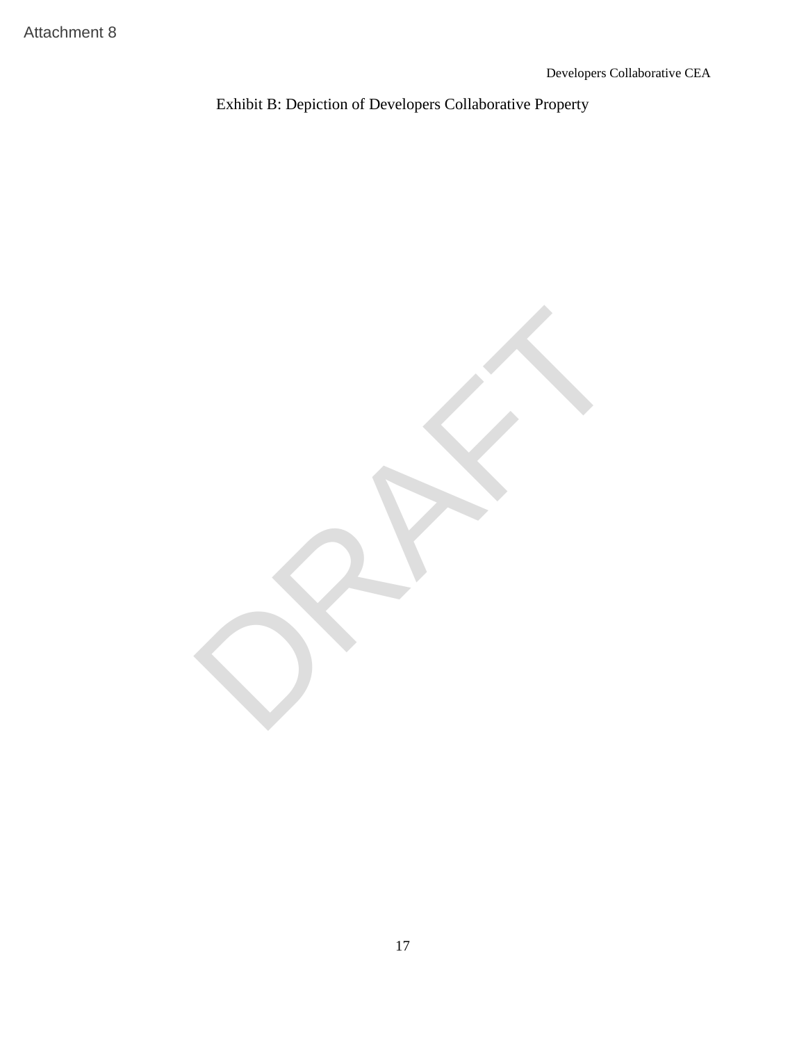Attachment 8

## Exhibit B: Depiction of Developers Collaborative Property

DRAFT